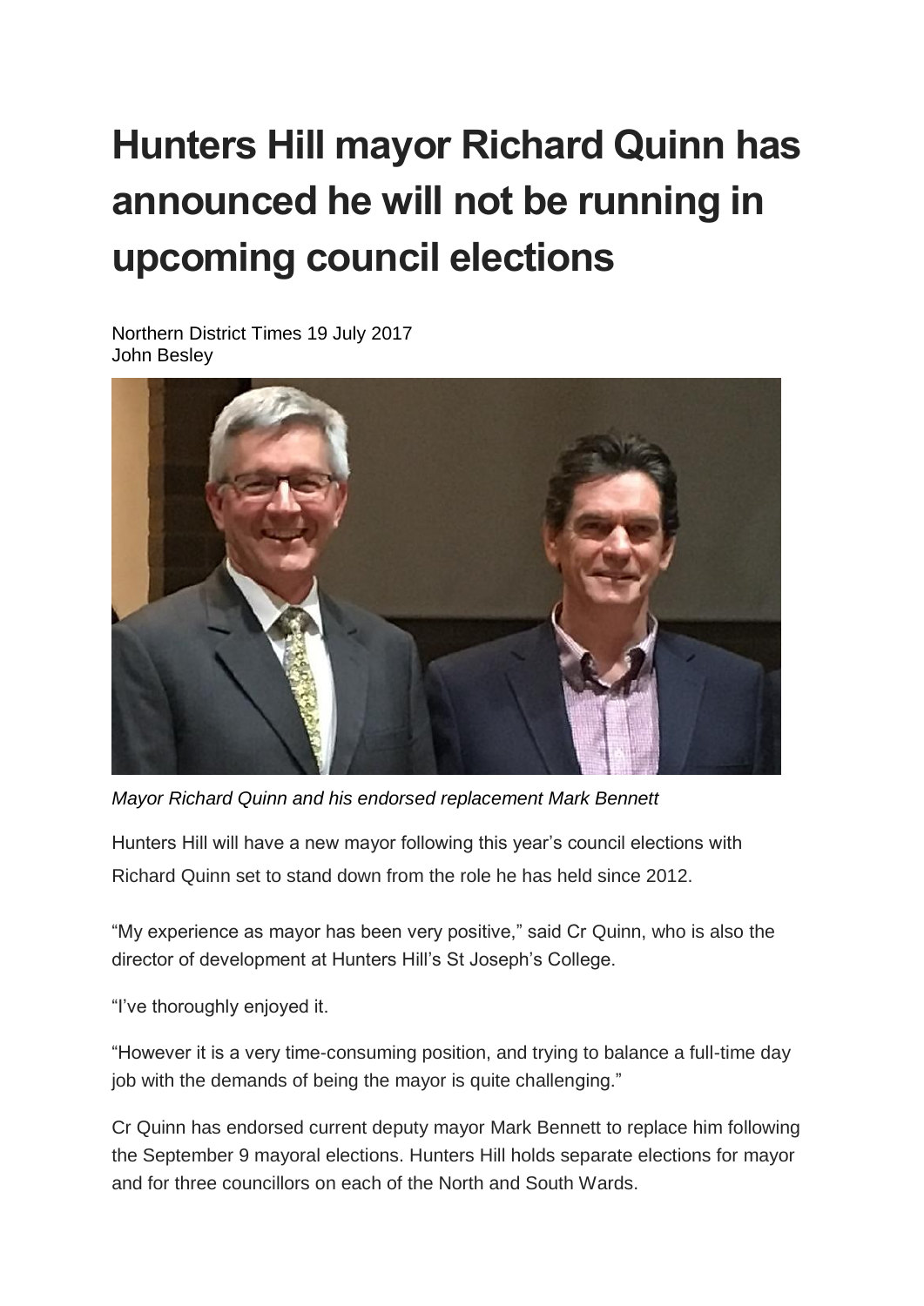# Hunters Hill mayor Richard Quinn has announced he will not be running in upcoming council elections

Northern District Times 19 July 2017
John Besley

*Mayor Richard Quinn and his endorsed replacement Mark Bennett*

Hunters Hill will have a new mayor following this year's council elections with Richard Quinn set to stand down from the role he has held since 2012.

"My experience as mayor has been very positive," said Cr Quinn, who is also the director of development at Hunters Hill's St Joseph's College.

"I've thoroughly enjoyed it.

"However it is a very time-consuming position, and trying to balance a full-time day job with the demands of being the mayor is quite challenging."

Cr Quinn has endorsed current deputy mayor Mark Bennett to replace him following the September 9 mayoral elections. Hunters Hill holds separate elections for mayor and for three councillors on each of the North and South Wards.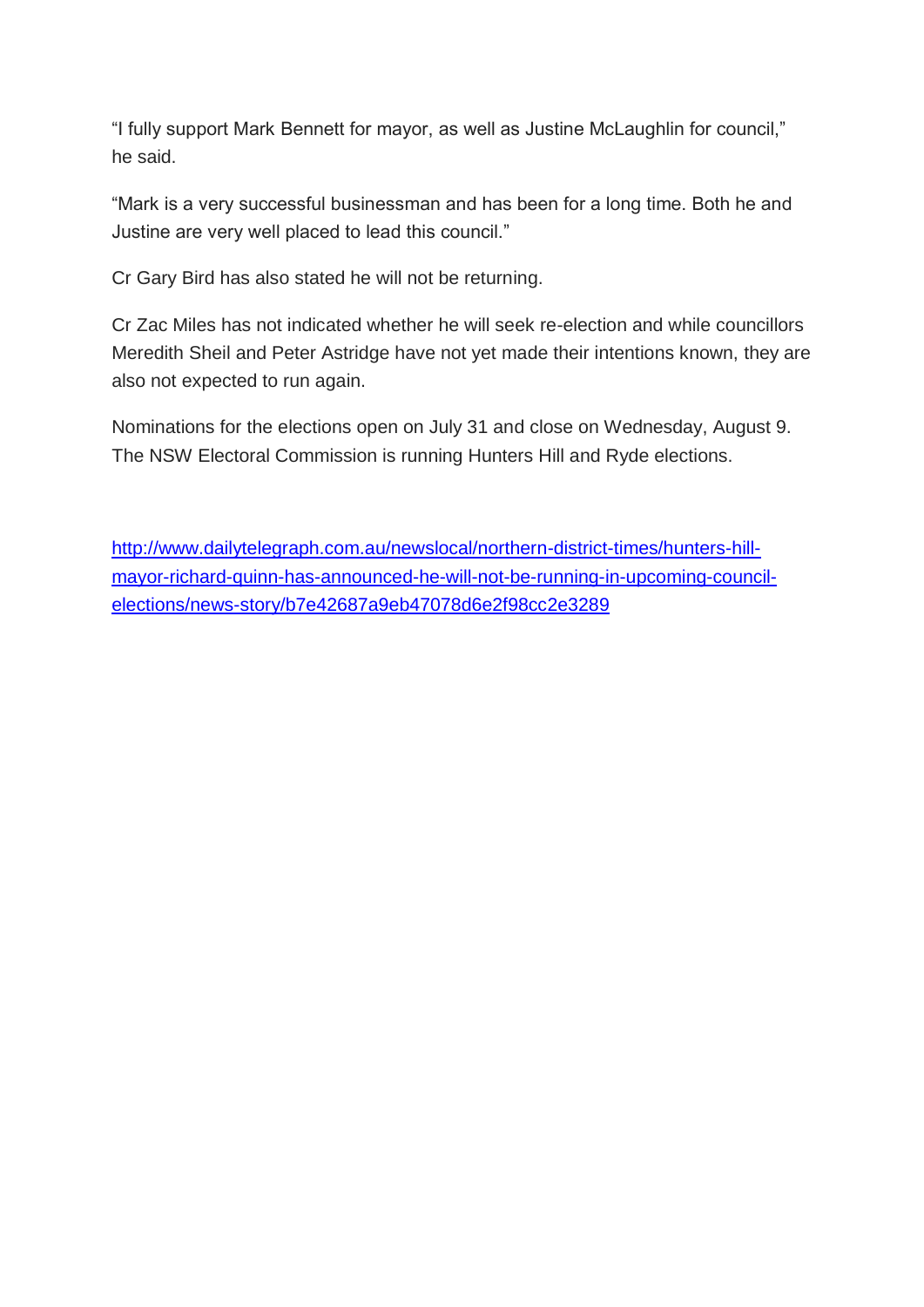“I fully support Mark Bennett for mayor, as well as Justine McLaughlin for council,” he said.

“Mark is a very successful businessman and has been for a long time. Both he and Justine are very well placed to lead this council.”

Cr Gary Bird has also stated he will not be returning.

Cr Zac Miles has not indicated whether he will seek re-election and while councillors Meredith Sheil and Peter Astridge have not yet made their intentions known, they are also not expected to run again.

Nominations for the elections open on July 31 and close on Wednesday, August 9. The NSW Electoral Commission is running Hunters Hill and Ryde elections.

http://www.dailytelegraph.com.au/newslocal/northern-district-times/hunters-hill-mayor-richard-quinn-has-announced-he-will-not-be-running-in-upcoming-council-elections/news-story/b7e42687a9eb47078d6e2f98cc2e3289